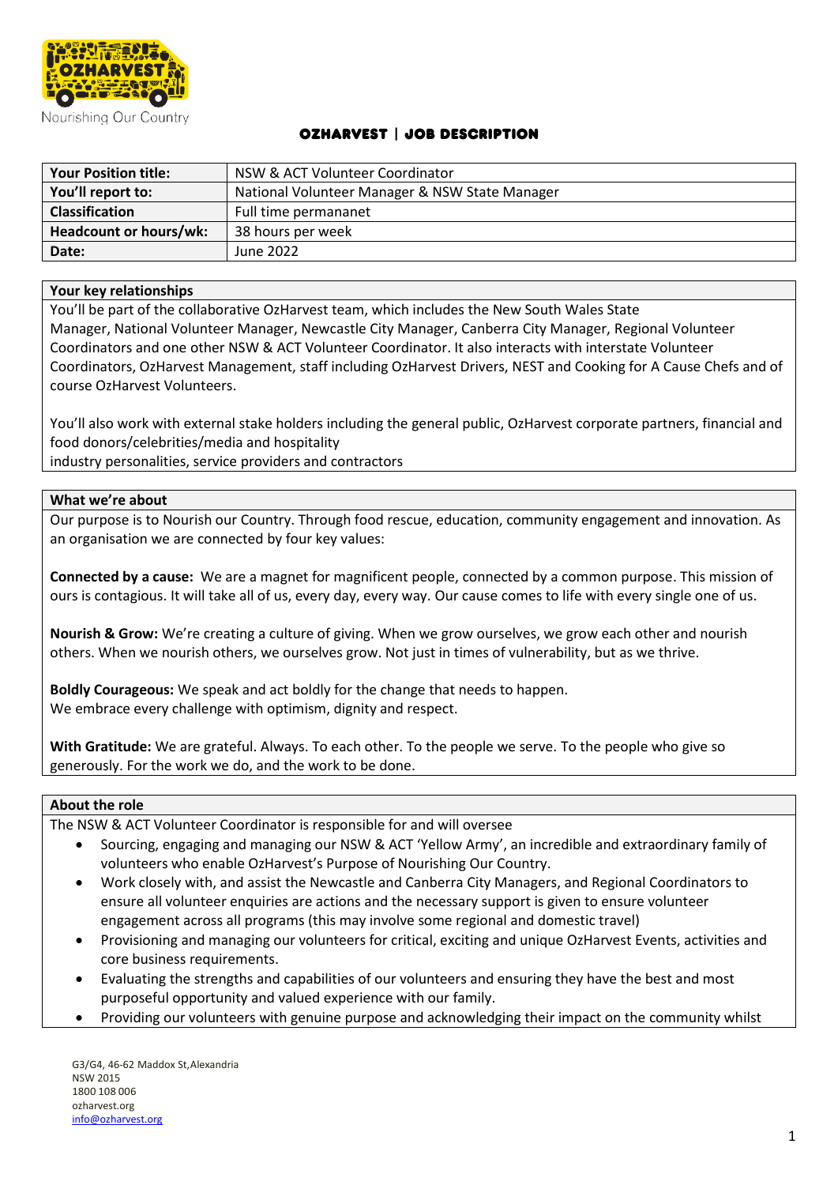# OZHARVEST | JOB DESCRIPTION

| Your Position title: | NSW & ACT Volunteer Coordinator |
| --- | --- |
| You'll report to: | National Volunteer Manager & NSW State Manager |
| Classification | Full time permananet |
| Headcount or hours/wk: | 38 hours per week |
| Date: | June 2022 |

## Your key relationships

You'll be part of the collaborative OzHarvest team, which includes the New South Wales State Manager, National Volunteer Manager, Newcastle City Manager, Canberra City Manager, Regional Volunteer Coordinators and one other NSW & ACT Volunteer Coordinator. It also interacts with interstate Volunteer Coordinators, OzHarvest Management, staff including OzHarvest Drivers, NEST and Cooking for A Cause Chefs and of course OzHarvest Volunteers.

You'll also work with external stake holders including the general public, OzHarvest corporate partners, financial and food donors/celebrities/media and hospitality
industry personalities, service providers and contractors

## What we're about

Our purpose is to Nourish our Country. Through food rescue, education, community engagement and innovation. As an organisation we are connected by four key values:

**Connected by a cause:** We are a magnet for magnificent people, connected by a common purpose. This mission of ours is contagious. It will take all of us, every day, every way. Our cause comes to life with every single one of us.

**Nourish & Grow:** We're creating a culture of giving. When we grow ourselves, we grow each other and nourish others. When we nourish others, we ourselves grow. Not just in times of vulnerability, but as we thrive.

**Boldly Courageous:** We speak and act boldly for the change that needs to happen.
We embrace every challenge with optimism, dignity and respect.

**With Gratitude:** We are grateful. Always. To each other. To the people we serve. To the people who give so generously. For the work we do, and the work to be done.

## About the role

The NSW & ACT Volunteer Coordinator is responsible for and will oversee

- Sourcing, engaging and managing our NSW & ACT 'Yellow Army', an incredible and extraordinary family of volunteers who enable OzHarvest's Purpose of Nourishing Our Country.
- Work closely with, and assist the Newcastle and Canberra City Managers, and Regional Coordinators to ensure all volunteer enquiries are actions and the necessary support is given to ensure volunteer engagement across all programs (this may involve some regional and domestic travel)
- Provisioning and managing our volunteers for critical, exciting and unique OzHarvest Events, activities and core business requirements.
- Evaluating the strengths and capabilities of our volunteers and ensuring they have the best and most purposeful opportunity and valued experience with our family.
- Providing our volunteers with genuine purpose and acknowledging their impact on the community whilst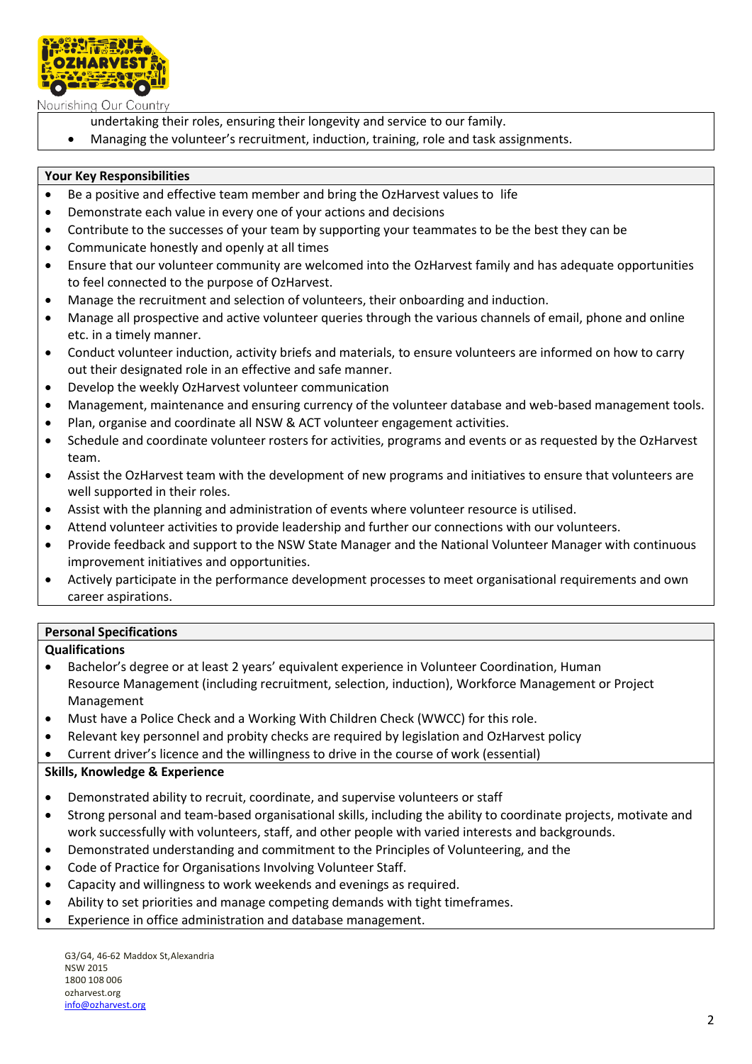undertaking their roles, ensuring their longevity and service to our family.

- Managing the volunteer's recruitment, induction, training, role and task assignments.

## Your Key Responsibilities

- Be a positive and effective team member and bring the OzHarvest values to life
- Demonstrate each value in every one of your actions and decisions
- Contribute to the successes of your team by supporting your teammates to be the best they can be
- Communicate honestly and openly at all times
- Ensure that our volunteer community are welcomed into the OzHarvest family and has adequate opportunities to feel connected to the purpose of OzHarvest.
- Manage the recruitment and selection of volunteers, their onboarding and induction.
- Manage all prospective and active volunteer queries through the various channels of email, phone and online etc. in a timely manner.
- Conduct volunteer induction, activity briefs and materials, to ensure volunteers are informed on how to carry out their designated role in an effective and safe manner.
- Develop the weekly OzHarvest volunteer communication
- Management, maintenance and ensuring currency of the volunteer database and web-based management tools.
- Plan, organise and coordinate all NSW & ACT volunteer engagement activities.
- Schedule and coordinate volunteer rosters for activities, programs and events or as requested by the OzHarvest team.
- Assist the OzHarvest team with the development of new programs and initiatives to ensure that volunteers are well supported in their roles.
- Assist with the planning and administration of events where volunteer resource is utilised.
- Attend volunteer activities to provide leadership and further our connections with our volunteers.
- Provide feedback and support to the NSW State Manager and the National Volunteer Manager with continuous improvement initiatives and opportunities.
- Actively participate in the performance development processes to meet organisational requirements and own career aspirations.

## Personal Specifications

### Qualifications

- Bachelor's degree or at least 2 years' equivalent experience in Volunteer Coordination, Human Resource Management (including recruitment, selection, induction), Workforce Management or Project Management
- Must have a Police Check and a Working With Children Check (WWCC) for this role.
- Relevant key personnel and probity checks are required by legislation and OzHarvest policy
- Current driver's licence and the willingness to drive in the course of work (essential)

### Skills, Knowledge & Experience

- Demonstrated ability to recruit, coordinate, and supervise volunteers or staff
- Strong personal and team-based organisational skills, including the ability to coordinate projects, motivate and work successfully with volunteers, staff, and other people with varied interests and backgrounds.
- Demonstrated understanding and commitment to the Principles of Volunteering, and the
- Code of Practice for Organisations Involving Volunteer Staff.
- Capacity and willingness to work weekends and evenings as required.
- Ability to set priorities and manage competing demands with tight timeframes.
- Experience in office administration and database management.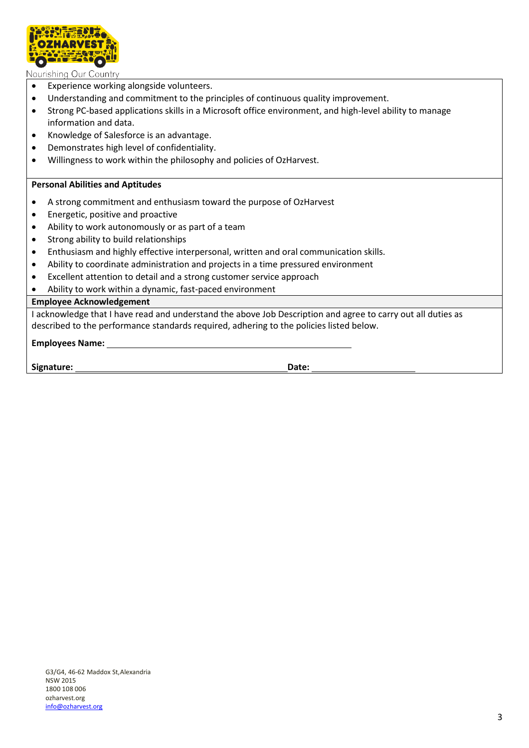- Experience working alongside volunteers.
- Understanding and commitment to the principles of continuous quality improvement.
- Strong PC-based applications skills in a Microsoft office environment, and high-level ability to manage information and data.
- Knowledge of Salesforce is an advantage.
- Demonstrates high level of confidentiality.
- Willingness to work within the philosophy and policies of OzHarvest.

**Personal Abilities and Aptitudes**

- A strong commitment and enthusiasm toward the purpose of OzHarvest
- Energetic, positive and proactive
- Ability to work autonomously or as part of a team
- Strong ability to build relationships
- Enthusiasm and highly effective interpersonal, written and oral communication skills.
- Ability to coordinate administration and projects in a time pressured environment
- Excellent attention to detail and a strong customer service approach
- Ability to work within a dynamic, fast-paced environment

**Employee Acknowledgement**

I acknowledge that I have read and understand the above Job Description and agree to carry out all duties as described to the performance standards required, adhering to the policies listed below.

**Employees Name:** ______________________________

**Signature:** ______________________________ **Date:** ____________________

G3/G4, 46-62 Maddox St,Alexandria
NSW 2015
1800 108 006
ozharvest.org
info@ozharvest.org